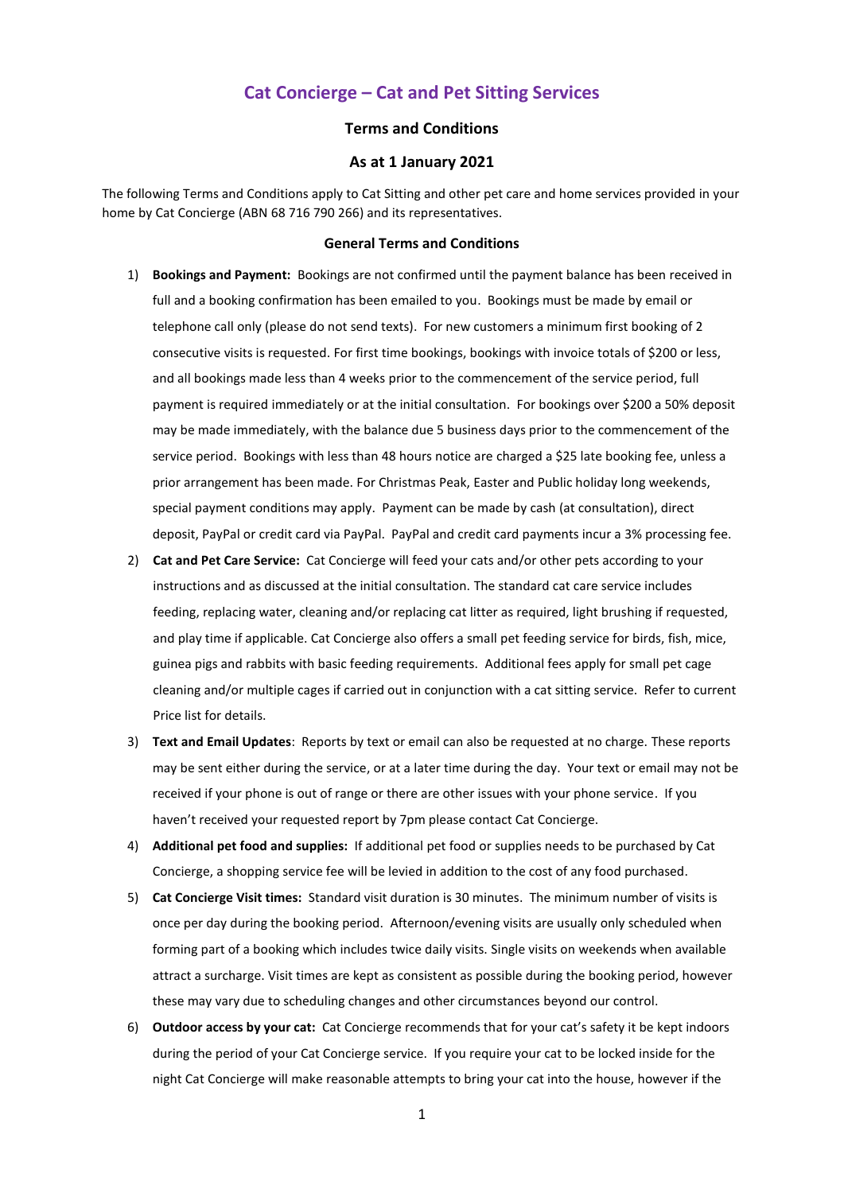# Cat Concierge – Cat and Pet Sitting Services

## Terms and Conditions

## As at 1 January 2021

The following Terms and Conditions apply to Cat Sitting and other pet care and home services provided in your home by Cat Concierge (ABN 68 716 790 266) and its representatives.

### General Terms and Conditions

1) **Bookings and Payment:** Bookings are not confirmed until the payment balance has been received in full and a booking confirmation has been emailed to you. Bookings must be made by email or telephone call only (please do not send texts). For new customers a minimum first booking of 2 consecutive visits is requested. For first time bookings, bookings with invoice totals of $200 or less, and all bookings made less than 4 weeks prior to the commencement of the service period, full payment is required immediately or at the initial consultation. For bookings over $200 a 50% deposit may be made immediately, with the balance due 5 business days prior to the commencement of the service period. Bookings with less than 48 hours notice are charged a $25 late booking fee, unless a prior arrangement has been made. For Christmas Peak, Easter and Public holiday long weekends, special payment conditions may apply. Payment can be made by cash (at consultation), direct deposit, PayPal or credit card via PayPal. PayPal and credit card payments incur a 3% processing fee.
2) **Cat and Pet Care Service:** Cat Concierge will feed your cats and/or other pets according to your instructions and as discussed at the initial consultation. The standard cat care service includes feeding, replacing water, cleaning and/or replacing cat litter as required, light brushing if requested, and play time if applicable. Cat Concierge also offers a small pet feeding service for birds, fish, mice, guinea pigs and rabbits with basic feeding requirements. Additional fees apply for small pet cage cleaning and/or multiple cages if carried out in conjunction with a cat sitting service. Refer to current Price list for details.
3) **Text and Email Updates**: Reports by text or email can also be requested at no charge. These reports may be sent either during the service, or at a later time during the day. Your text or email may not be received if your phone is out of range or there are other issues with your phone service. If you haven't received your requested report by 7pm please contact Cat Concierge.
4) **Additional pet food and supplies:** If additional pet food or supplies needs to be purchased by Cat Concierge, a shopping service fee will be levied in addition to the cost of any food purchased.
5) **Cat Concierge Visit times:** Standard visit duration is 30 minutes. The minimum number of visits is once per day during the booking period. Afternoon/evening visits are usually only scheduled when forming part of a booking which includes twice daily visits. Single visits on weekends when available attract a surcharge. Visit times are kept as consistent as possible during the booking period, however these may vary due to scheduling changes and other circumstances beyond our control.
6) **Outdoor access by your cat:** Cat Concierge recommends that for your cat's safety it be kept indoors during the period of your Cat Concierge service. If you require your cat to be locked inside for the night Cat Concierge will make reasonable attempts to bring your cat into the house, however if the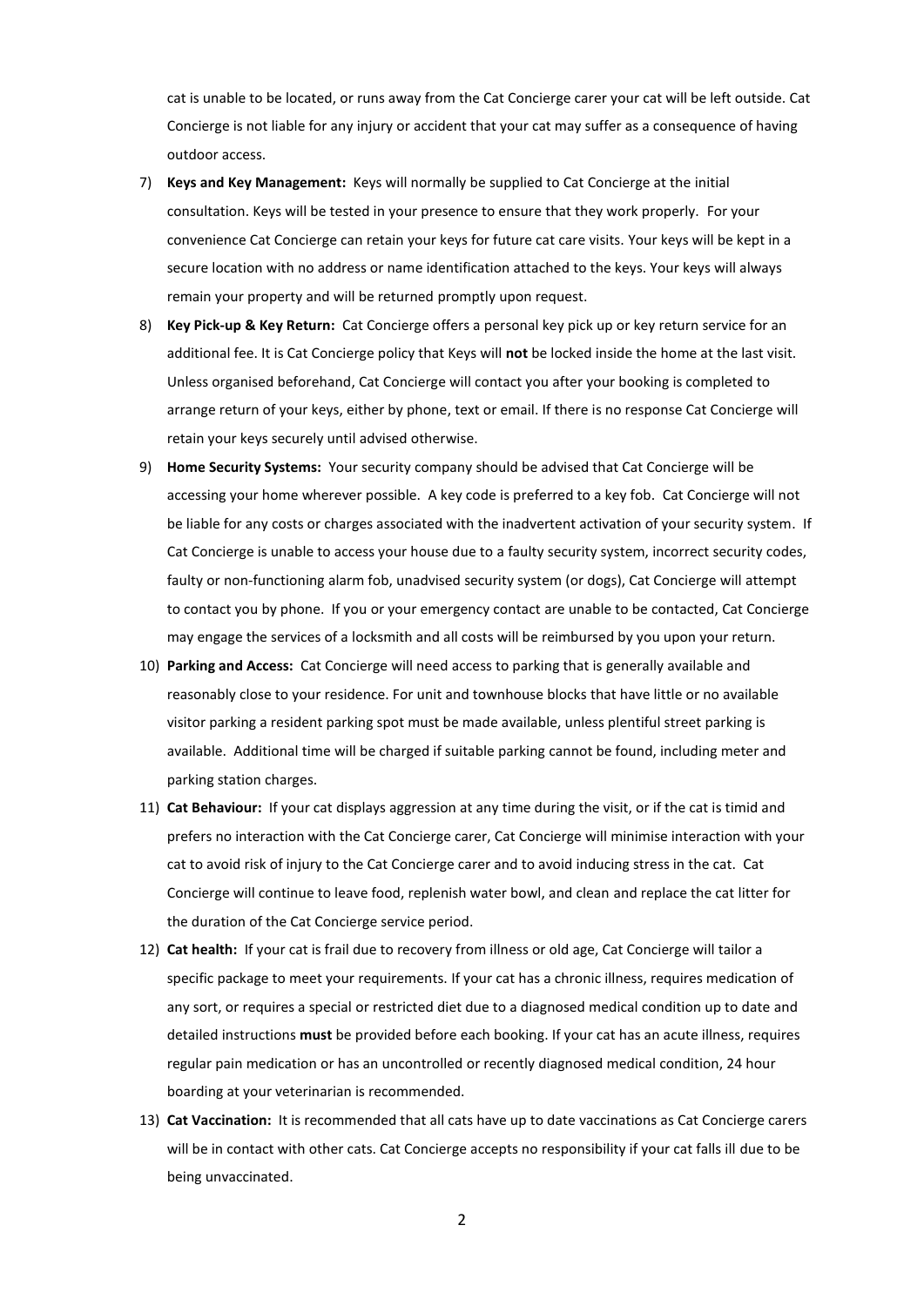cat is unable to be located, or runs away from the Cat Concierge carer your cat will be left outside. Cat Concierge is not liable for any injury or accident that your cat may suffer as a consequence of having outdoor access.

7) **Keys and Key Management:** Keys will normally be supplied to Cat Concierge at the initial consultation. Keys will be tested in your presence to ensure that they work properly. For your convenience Cat Concierge can retain your keys for future cat care visits. Your keys will be kept in a secure location with no address or name identification attached to the keys. Your keys will always remain your property and will be returned promptly upon request.

8) **Key Pick-up & Key Return:** Cat Concierge offers a personal key pick up or key return service for an additional fee. It is Cat Concierge policy that Keys will **not** be locked inside the home at the last visit. Unless organised beforehand, Cat Concierge will contact you after your booking is completed to arrange return of your keys, either by phone, text or email. If there is no response Cat Concierge will retain your keys securely until advised otherwise.

9) **Home Security Systems:** Your security company should be advised that Cat Concierge will be accessing your home wherever possible. A key code is preferred to a key fob. Cat Concierge will not be liable for any costs or charges associated with the inadvertent activation of your security system. If Cat Concierge is unable to access your house due to a faulty security system, incorrect security codes, faulty or non-functioning alarm fob, unadvised security system (or dogs), Cat Concierge will attempt to contact you by phone. If you or your emergency contact are unable to be contacted, Cat Concierge may engage the services of a locksmith and all costs will be reimbursed by you upon your return.

10) **Parking and Access:** Cat Concierge will need access to parking that is generally available and reasonably close to your residence. For unit and townhouse blocks that have little or no available visitor parking a resident parking spot must be made available, unless plentiful street parking is available. Additional time will be charged if suitable parking cannot be found, including meter and parking station charges.

11) **Cat Behaviour:** If your cat displays aggression at any time during the visit, or if the cat is timid and prefers no interaction with the Cat Concierge carer, Cat Concierge will minimise interaction with your cat to avoid risk of injury to the Cat Concierge carer and to avoid inducing stress in the cat. Cat Concierge will continue to leave food, replenish water bowl, and clean and replace the cat litter for the duration of the Cat Concierge service period.

12) **Cat health:** If your cat is frail due to recovery from illness or old age, Cat Concierge will tailor a specific package to meet your requirements. If your cat has a chronic illness, requires medication of any sort, or requires a special or restricted diet due to a diagnosed medical condition up to date and detailed instructions **must** be provided before each booking. If your cat has an acute illness, requires regular pain medication or has an uncontrolled or recently diagnosed medical condition, 24 hour boarding at your veterinarian is recommended.

13) **Cat Vaccination:** It is recommended that all cats have up to date vaccinations as Cat Concierge carers will be in contact with other cats. Cat Concierge accepts no responsibility if your cat falls ill due to be being unvaccinated.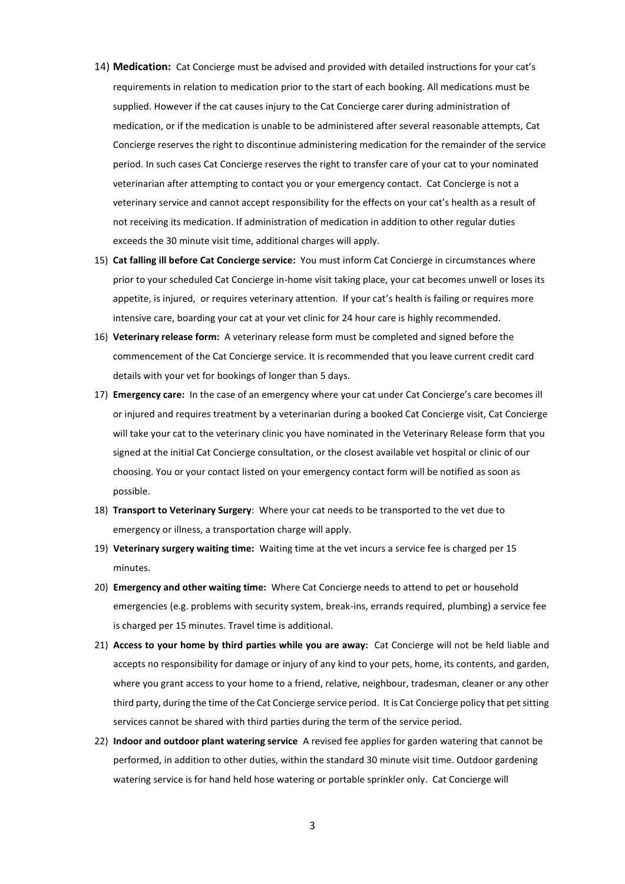14) **Medication:** Cat Concierge must be advised and provided with detailed instructions for your cat's requirements in relation to medication prior to the start of each booking. All medications must be supplied. However if the cat causes injury to the Cat Concierge carer during administration of medication, or if the medication is unable to be administered after several reasonable attempts, Cat Concierge reserves the right to discontinue administering medication for the remainder of the service period. In such cases Cat Concierge reserves the right to transfer care of your cat to your nominated veterinarian after attempting to contact you or your emergency contact. Cat Concierge is not a veterinary service and cannot accept responsibility for the effects on your cat's health as a result of not receiving its medication. If administration of medication in addition to other regular duties exceeds the 30 minute visit time, additional charges will apply.

15) **Cat falling ill before Cat Concierge service:** You must inform Cat Concierge in circumstances where prior to your scheduled Cat Concierge in-home visit taking place, your cat becomes unwell or loses its appetite, is injured, or requires veterinary attention. If your cat's health is failing or requires more intensive care, boarding your cat at your vet clinic for 24 hour care is highly recommended.

16) **Veterinary release form:** A veterinary release form must be completed and signed before the commencement of the Cat Concierge service. It is recommended that you leave current credit card details with your vet for bookings of longer than 5 days.

17) **Emergency care:** In the case of an emergency where your cat under Cat Concierge's care becomes ill or injured and requires treatment by a veterinarian during a booked Cat Concierge visit, Cat Concierge will take your cat to the veterinary clinic you have nominated in the Veterinary Release form that you signed at the initial Cat Concierge consultation, or the closest available vet hospital or clinic of our choosing. You or your contact listed on your emergency contact form will be notified as soon as possible.

18) **Transport to Veterinary Surgery**: Where your cat needs to be transported to the vet due to emergency or illness, a transportation charge will apply.

19) **Veterinary surgery waiting time:** Waiting time at the vet incurs a service fee is charged per 15 minutes.

20) **Emergency and other waiting time:** Where Cat Concierge needs to attend to pet or household emergencies (e.g. problems with security system, break-ins, errands required, plumbing) a service fee is charged per 15 minutes. Travel time is additional.

21) **Access to your home by third parties while you are away:** Cat Concierge will not be held liable and accepts no responsibility for damage or injury of any kind to your pets, home, its contents, and garden, where you grant access to your home to a friend, relative, neighbour, tradesman, cleaner or any other third party, during the time of the Cat Concierge service period. It is Cat Concierge policy that pet sitting services cannot be shared with third parties during the term of the service period.

22) **Indoor and outdoor plant watering service** A revised fee applies for garden watering that cannot be performed, in addition to other duties, within the standard 30 minute visit time. Outdoor gardening watering service is for hand held hose watering or portable sprinkler only. Cat Concierge will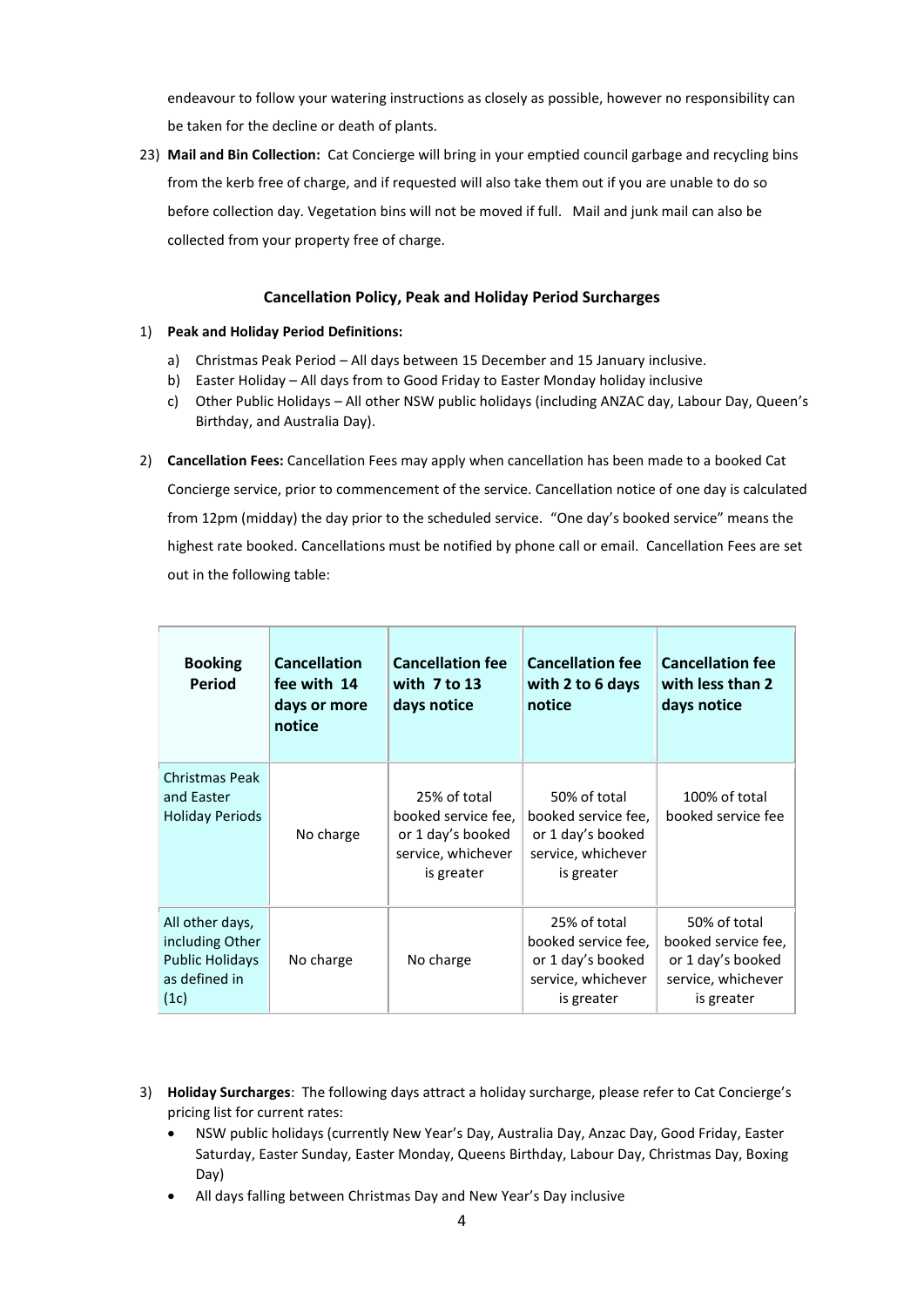endeavour to follow your watering instructions as closely as possible, however no responsibility can be taken for the decline or death of plants.

23) **Mail and Bin Collection:** Cat Concierge will bring in your emptied council garbage and recycling bins from the kerb free of charge, and if requested will also take them out if you are unable to do so before collection day. Vegetation bins will not be moved if full. Mail and junk mail can also be collected from your property free of charge.

### Cancellation Policy, Peak and Holiday Period Surcharges

1) **Peak and Holiday Period Definitions:**
   a) Christmas Peak Period – All days between 15 December and 15 January inclusive.
   b) Easter Holiday – All days from to Good Friday to Easter Monday holiday inclusive
   c) Other Public Holidays – All other NSW public holidays (including ANZAC day, Labour Day, Queen's Birthday, and Australia Day).

2) **Cancellation Fees:** Cancellation Fees may apply when cancellation has been made to a booked Cat Concierge service, prior to commencement of the service. Cancellation notice of one day is calculated from 12pm (midday) the day prior to the scheduled service. "One day's booked service" means the highest rate booked. Cancellations must be notified by phone call or email. Cancellation Fees are set out in the following table:

| Booking Period | Cancellation fee with 14 days or more notice | Cancellation fee with 7 to 13 days notice | Cancellation fee with 2 to 6 days notice | Cancellation fee with less than 2 days notice |
|---|---|---|---|---|
| Christmas Peak and Easter Holiday Periods | No charge | 25% of total booked service fee, or 1 day's booked service, whichever is greater | 50% of total booked service fee, or 1 day's booked service, whichever is greater | 100% of total booked service fee |
| All other days, including Other Public Holidays as defined in (1c) | No charge | No charge | 25% of total booked service fee, or 1 day's booked service, whichever is greater | 50% of total booked service fee, or 1 day's booked service, whichever is greater |

3) **Holiday Surcharges**: The following days attract a holiday surcharge, please refer to Cat Concierge's pricing list for current rates:
   - NSW public holidays (currently New Year's Day, Australia Day, Anzac Day, Good Friday, Easter Saturday, Easter Sunday, Easter Monday, Queens Birthday, Labour Day, Christmas Day, Boxing Day)
   - All days falling between Christmas Day and New Year's Day inclusive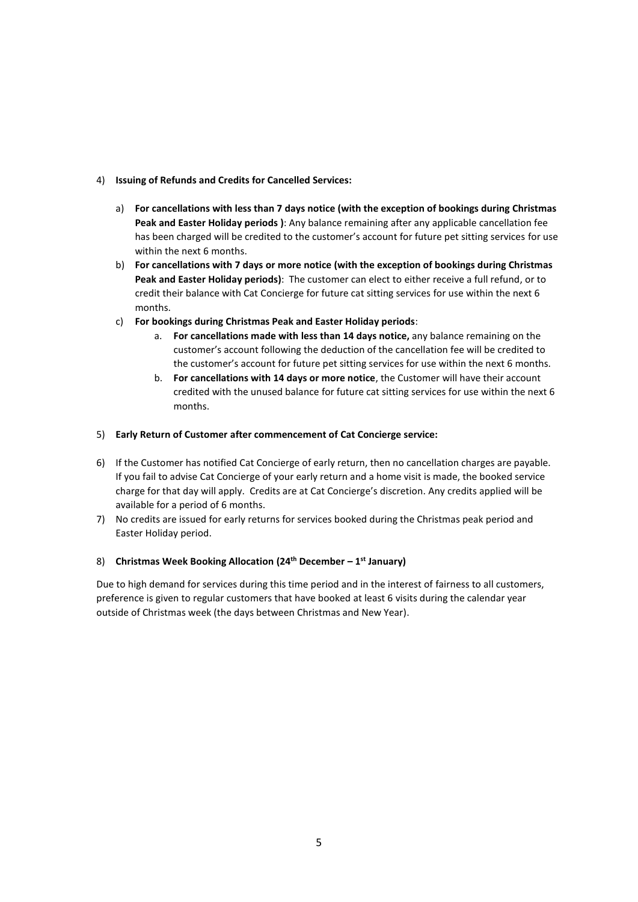4) **Issuing of Refunds and Credits for Cancelled Services:**

   a) **For cancellations with less than 7 days notice (with the exception of bookings during Christmas Peak and Easter Holiday periods )**: Any balance remaining after any applicable cancellation fee has been charged will be credited to the customer's account for future pet sitting services for use within the next 6 months.

   b) **For cancellations with 7 days or more notice (with the exception of bookings during Christmas Peak and Easter Holiday periods)**: The customer can elect to either receive a full refund, or to credit their balance with Cat Concierge for future cat sitting services for use within the next 6 months.

   c) **For bookings during Christmas Peak and Easter Holiday periods**:

      a. **For cancellations made with less than 14 days notice,** any balance remaining on the customer's account following the deduction of the cancellation fee will be credited to the customer's account for future pet sitting services for use within the next 6 months.

      b. **For cancellations with 14 days or more notice**, the Customer will have their account credited with the unused balance for future cat sitting services for use within the next 6 months.

5) **Early Return of Customer after commencement of Cat Concierge service:**

6) If the Customer has notified Cat Concierge of early return, then no cancellation charges are payable. If you fail to advise Cat Concierge of your early return and a home visit is made, the booked service charge for that day will apply. Credits are at Cat Concierge's discretion. Any credits applied will be available for a period of 6 months.

7) No credits are issued for early returns for services booked during the Christmas peak period and Easter Holiday period.

8) **Christmas Week Booking Allocation (24th December – 1st January)**

Due to high demand for services during this time period and in the interest of fairness to all customers, preference is given to regular customers that have booked at least 6 visits during the calendar year outside of Christmas week (the days between Christmas and New Year).